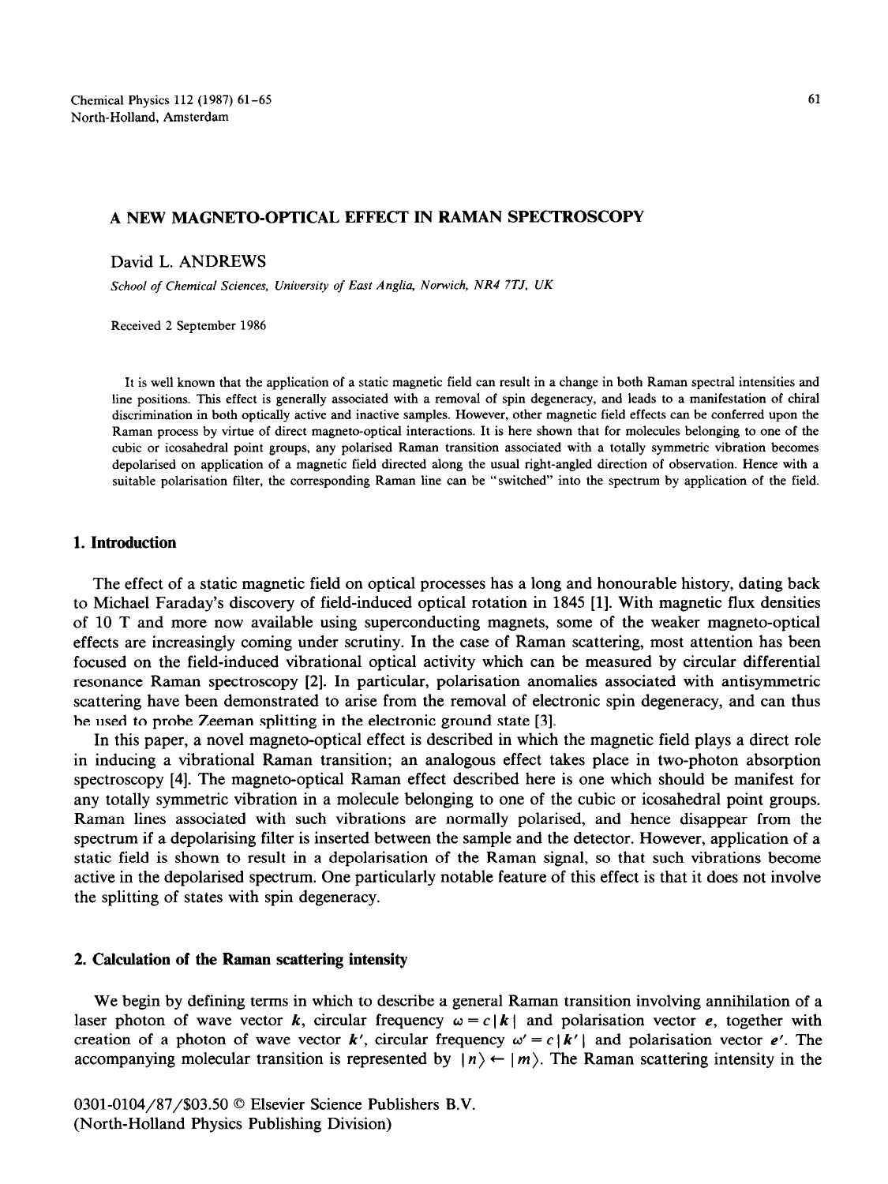# A NEW MAGNETO-OPTICAL EFFECT IN RAMAN SPECTROSCOPY

David L. ANDREWS

*School of Chemical Sciences, University of East Anglia, Norwich, NR4 7TJ, UK*

Received 2 September 1986

It is well known that the application of a static magnetic field can result in a change in both Raman spectral intensities and line positions. This effect is generally associated with a removal of spin degeneracy, and leads to a manifestation of chiral discrimination in both optically active and inactive samples. However, other magnetic field effects can be conferred upon the Raman process by virtue of direct magneto-optical interactions. It is here shown that for molecules belonging to one of the cubic or icosahedral point groups, any polarised Raman transition associated with a totally symmetric vibration becomes depolarised on application of a magnetic field directed along the usual right-angled direction of observation. Hence with a suitable polarisation filter, the corresponding Raman line can be "switched" into the spectrum by application of the field.

## 1. Introduction

The effect of a static magnetic field on optical processes has a long and honourable history, dating back to Michael Faraday's discovery of field-induced optical rotation in 1845 [1]. With magnetic flux densities of 10 T and more now available using superconducting magnets, some of the weaker magneto-optical effects are increasingly coming under scrutiny. In the case of Raman scattering, most attention has been focused on the field-induced vibrational optical activity which can be measured by circular differential resonance Raman spectroscopy [2]. In particular, polarisation anomalies associated with antisymmetric scattering have been demonstrated to arise from the removal of electronic spin degeneracy, and can thus be used to probe Zeeman splitting in the electronic ground state [3].

In this paper, a novel magneto-optical effect is described in which the magnetic field plays a direct role in inducing a vibrational Raman transition; an analogous effect takes place in two-photon absorption spectroscopy [4]. The magneto-optical Raman effect described here is one which should be manifest for any totally symmetric vibration in a molecule belonging to one of the cubic or icosahedral point groups. Raman lines associated with such vibrations are normally polarised, and hence disappear from the spectrum if a depolarising filter is inserted between the sample and the detector. However, application of a static field is shown to result in a depolarisation of the Raman signal, so that such vibrations become active in the depolarised spectrum. One particularly notable feature of this effect is that it does not involve the splitting of states with spin degeneracy.

## 2. Calculation of the Raman scattering intensity

We begin by defining terms in which to describe a general Raman transition involving annihilation of a laser photon of wave vector $\boldsymbol{k}$, circular frequency $\omega = c|\boldsymbol{k}|$ and polarisation vector $\boldsymbol{e}$, together with creation of a photon of wave vector $\boldsymbol{k}'$, circular frequency $\omega' = c|\boldsymbol{k}'|$ and polarisation vector $\boldsymbol{e}'$. The accompanying molecular transition is represented by $|n\rangle \leftarrow |m\rangle$. The Raman scattering intensity in the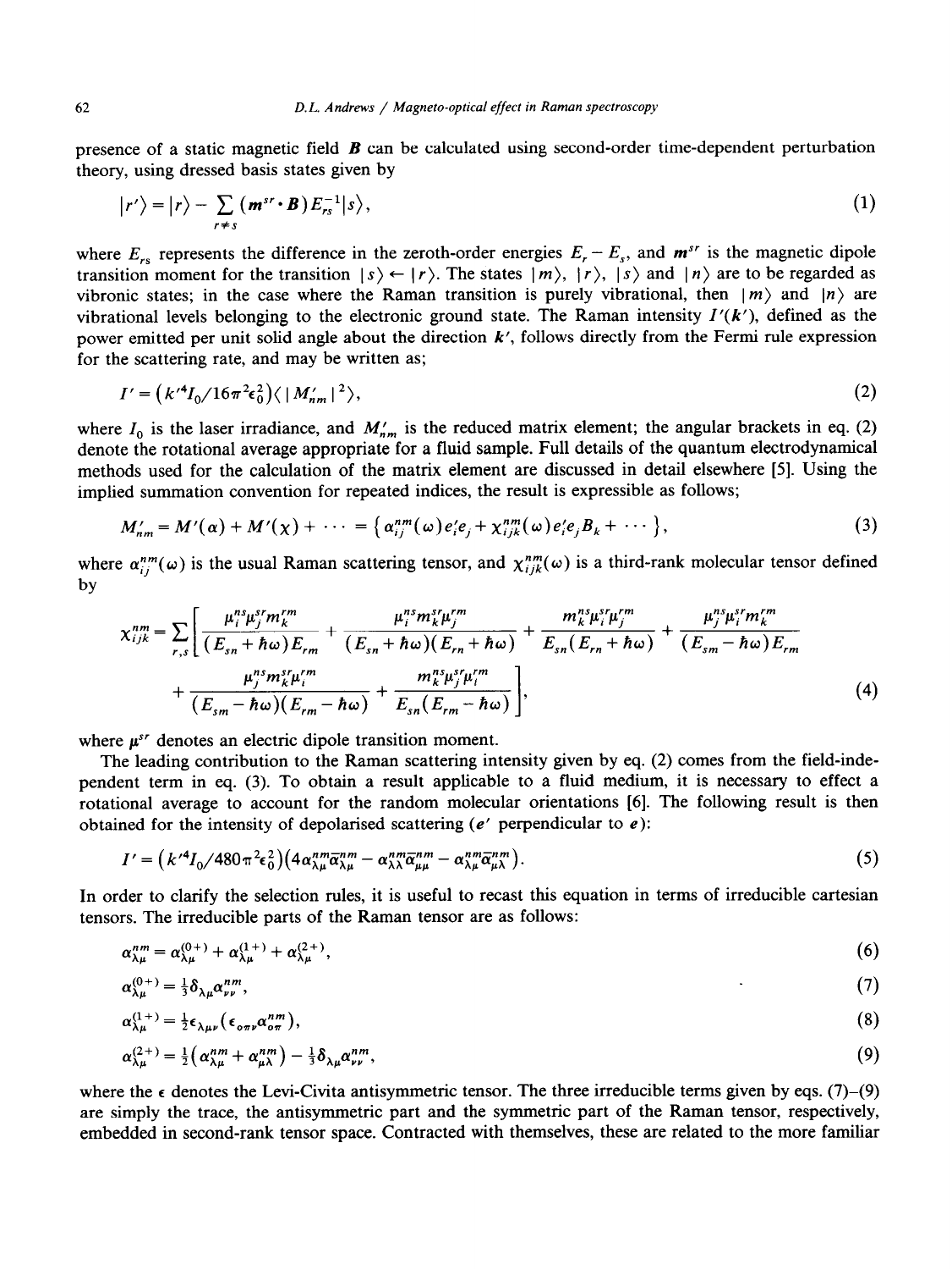presence of a static magnetic field $\boldsymbol{B}$ can be calculated using second-order time-dependent perturbation theory, using dressed basis states given by

$$|r'\rangle = |r\rangle - \sum_{r \neq s} (\boldsymbol{m}^{sr} \cdot \boldsymbol{B}) E_{rs}^{-1} |s\rangle, \tag{1}$$

where $E_{rs}$ represents the difference in the zeroth-order energies $E_r - E_s$, and $\boldsymbol{m}^{sr}$ is the magnetic dipole transition moment for the transition $|s\rangle \leftarrow |r\rangle$. The states $|m\rangle$, $|r\rangle$, $|s\rangle$ and $|n\rangle$ are to be regarded as vibronic states; in the case where the Raman transition is purely vibrational, then $|m\rangle$ and $|n\rangle$ are vibrational levels belonging to the electronic ground state. The Raman intensity $I'(\boldsymbol{k}')$, defined as the power emitted per unit solid angle about the direction $\boldsymbol{k}'$, follows directly from the Fermi rule expression for the scattering rate, and may be written as;

$$I' = \left(k'^4 I_0 / 16\pi^2 \epsilon_0^2\right) \langle |M'_{nm}|^2 \rangle, \tag{2}$$

where $I_0$ is the laser irradiance, and $M'_{nm}$ is the reduced matrix element; the angular brackets in eq. (2) denote the rotational average appropriate for a fluid sample. Full details of the quantum electrodynamical methods used for the calculation of the matrix element are discussed in detail elsewhere [5]. Using the implied summation convention for repeated indices, the result is expressible as follows;

$$M'_{nm} = M'(\alpha) + M'(\chi) + \cdots = \left\{ \alpha_{ij}^{nm}(\omega) e'_i e_j + \chi_{ijk}^{nm}(\omega) e'_i e_j B_k + \cdots \right\}, \tag{3}$$

where $\alpha_{ij}^{nm}(\omega)$ is the usual Raman scattering tensor, and $\chi_{ijk}^{nm}(\omega)$ is a third-rank molecular tensor defined by

$$\chi_{ijk}^{nm} = \sum_{r,s} \left[ \frac{\mu_i^{ns} \mu_j^{sr} m_k^{rm}}{(E_{sn} + \hbar\omega) E_{rm}} + \frac{\mu_i^{ns} m_k^{sr} \mu_j^{rm}}{(E_{sn} + \hbar\omega)(E_{rn} + \hbar\omega)} + \frac{m_k^{ns} \mu_i^{sr} \mu_j^{rm}}{E_{sn}(E_{rn} + \hbar\omega)} + \frac{\mu_j^{ns} \mu_i^{sr} m_k^{rm}}{(E_{sm} - \hbar\omega) E_{rm}} \right.$$
$$\left. + \frac{\mu_j^{ns} m_k^{sr} \mu_i^{rm}}{(E_{sm} - \hbar\omega)(E_{rm} - \hbar\omega)} + \frac{m_k^{ns} \mu_j^{sr} \mu_i^{rm}}{E_{sn}(E_{rm} - \hbar\omega)} \right], \tag{4}$$

where $\boldsymbol{\mu}^{sr}$ denotes an electric dipole transition moment.

The leading contribution to the Raman scattering intensity given by eq. (2) comes from the field-independent term in eq. (3). To obtain a result applicable to a fluid medium, it is necessary to effect a rotational average to account for the random molecular orientations [6]. The following result is then obtained for the intensity of depolarised scattering ($\boldsymbol{e}'$ perpendicular to $\boldsymbol{e}$):

$$I' = \left(k'^4 I_0 / 480\pi^2 \epsilon_0^2\right) \left(4\alpha_{\lambda\mu}^{nm} \bar{\alpha}_{\lambda\mu}^{nm} - \alpha_{\lambda\lambda}^{nm} \bar{\alpha}_{\mu\mu}^{nm} - \alpha_{\lambda\mu}^{nm} \bar{\alpha}_{\mu\lambda}^{nm}\right). \tag{5}$$

In order to clarify the selection rules, it is useful to recast this equation in terms of irreducible cartesian tensors. The irreducible parts of the Raman tensor are as follows:

$$\alpha_{\lambda\mu}^{nm} = \alpha_{\lambda\mu}^{(0+)} + \alpha_{\lambda\mu}^{(1+)} + \alpha_{\lambda\mu}^{(2+)}, \tag{6}$$

$$\alpha_{\lambda\mu}^{(0+)} = \tfrac{1}{3} \delta_{\lambda\mu} \alpha_{\nu\nu}^{nm}, \tag{7}$$

$$\alpha_{\lambda\mu}^{(1+)} = \tfrac{1}{2} \epsilon_{\lambda\mu\nu} \left(\epsilon_{o\pi\nu} \alpha_{o\pi}^{nm}\right), \tag{8}$$

$$\alpha_{\lambda\mu}^{(2+)} = \tfrac{1}{2} \left(\alpha_{\lambda\mu}^{nm} + \alpha_{\mu\lambda}^{nm}\right) - \tfrac{1}{3} \delta_{\lambda\mu} \alpha_{\nu\nu}^{nm}, \tag{9}$$

where the $\epsilon$ denotes the Levi-Civita antisymmetric tensor. The three irreducible terms given by eqs. (7)–(9) are simply the trace, the antisymmetric part and the symmetric part of the Raman tensor, respectively, embedded in second-rank tensor space. Contracted with themselves, these are related to the more familiar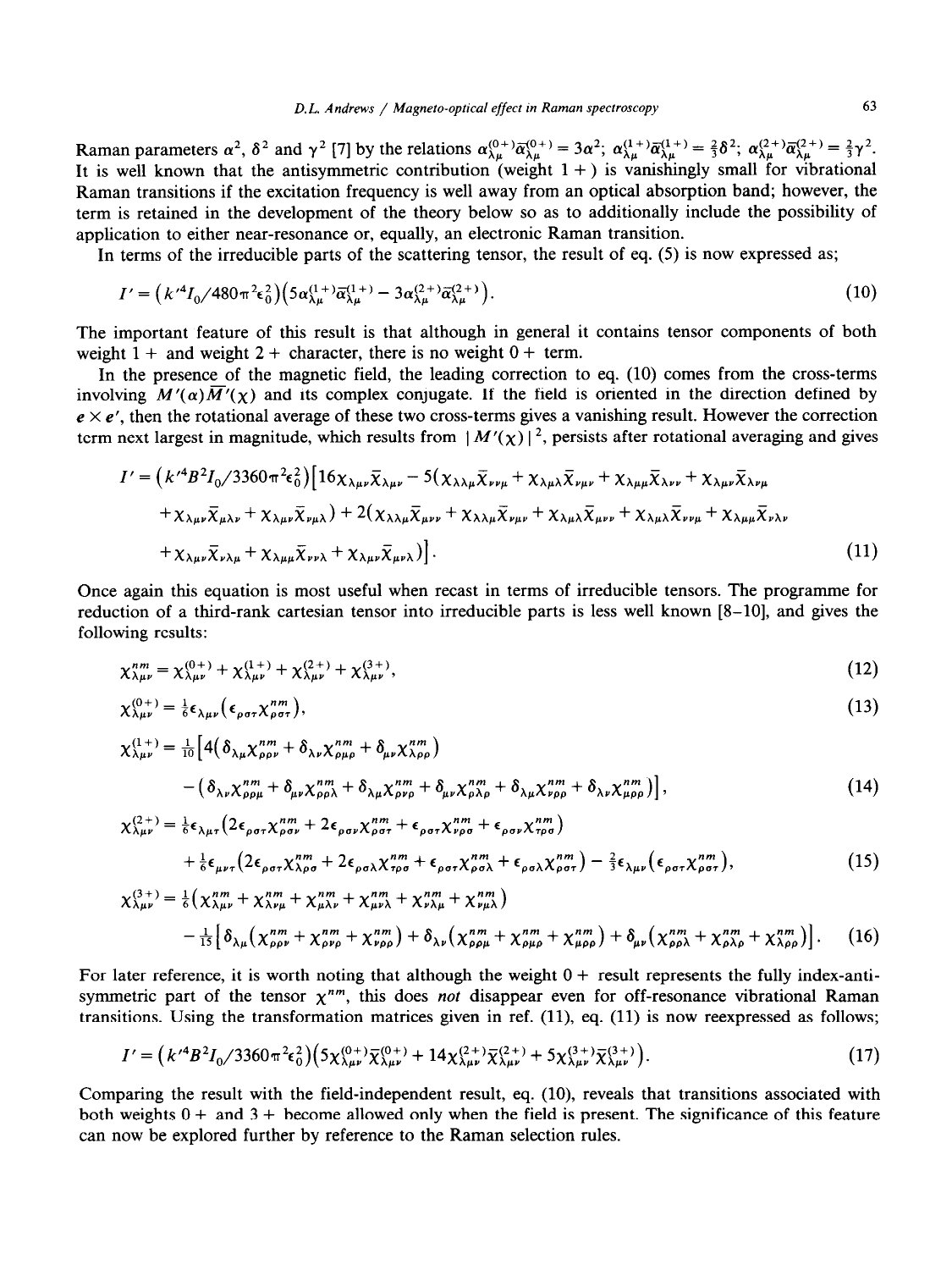Raman parameters $\alpha^2$, $\delta^2$ and $\gamma^2$ [7] by the relations $\alpha^{(0+)}_{\lambda\mu}\bar{\alpha}^{(0+)}_{\lambda\mu} = 3\alpha^2$; $\alpha^{(1+)}_{\lambda\mu}\bar{\alpha}^{(1+)}_{\lambda\mu} = \frac{2}{3}\delta^2$; $\alpha^{(2+)}_{\lambda\mu}\bar{\alpha}^{(2+)}_{\lambda\mu} = \frac{2}{3}\gamma^2$. It is well known that the antisymmetric contribution (weight 1 +) is vanishingly small for vibrational Raman transitions if the excitation frequency is well away from an optical absorption band; however, the term is retained in the development of the theory below so as to additionally include the possibility of application to either near-resonance or, equally, an electronic Raman transition.

In terms of the irreducible parts of the scattering tensor, the result of eq. (5) is now expressed as;

$$I' = \left(k'^4 I_0/480\pi^2\epsilon_0^2\right)\left(5\alpha^{(1+)}_{\lambda\mu}\bar{\alpha}^{(1+)}_{\lambda\mu} - 3\alpha^{(2+)}_{\lambda\mu}\bar{\alpha}^{(2+)}_{\lambda\mu}\right). \tag{10}$$

The important feature of this result is that although in general it contains tensor components of both weight 1 + and weight 2 + character, there is no weight 0 + term.

In the presence of the magnetic field, the leading correction to eq. (10) comes from the cross-terms involving $M'(\alpha)\bar{M}'(\chi)$ and its complex conjugate. If the field is oriented in the direction defined by $\boldsymbol{e} \times \boldsymbol{e}'$, then the rotational average of these two cross-terms gives a vanishing result. However the correction term next largest in magnitude, which results from $|M'(\chi)|^2$, persists after rotational averaging and gives

$$\begin{aligned} I' = \left(k'^4 B^2 I_0/3360\pi^2\epsilon_0^2\right)\big[&16\chi_{\lambda\mu\nu}\bar{\chi}_{\lambda\mu\nu} - 5(\chi_{\lambda\lambda\mu}\bar{\chi}_{\nu\nu\mu} + \chi_{\lambda\mu\lambda}\bar{\chi}_{\nu\mu\nu} + \chi_{\lambda\mu\mu}\bar{\chi}_{\lambda\nu\nu} + \chi_{\lambda\mu\nu}\bar{\chi}_{\lambda\nu\mu} \\ &+ \chi_{\lambda\mu\nu}\bar{\chi}_{\mu\lambda\nu} + \chi_{\lambda\mu\nu}\bar{\chi}_{\nu\mu\lambda}) + 2(\chi_{\lambda\lambda\mu}\bar{\chi}_{\mu\nu\nu} + \chi_{\lambda\lambda\mu}\bar{\chi}_{\nu\mu\nu} + \chi_{\lambda\mu\lambda}\bar{\chi}_{\mu\nu\nu} + \chi_{\lambda\mu\lambda}\bar{\chi}_{\nu\nu\mu} + \chi_{\lambda\mu\mu}\bar{\chi}_{\nu\lambda\nu} \\ &+ \chi_{\lambda\mu\nu}\bar{\chi}_{\nu\lambda\mu} + \chi_{\lambda\mu\mu}\bar{\chi}_{\nu\nu\lambda} + \chi_{\lambda\mu\nu}\bar{\chi}_{\mu\nu\lambda})\big]. \end{aligned} \tag{11}$$

Once again this equation is most useful when recast in terms of irreducible tensors. The programme for reduction of a third-rank cartesian tensor into irreducible parts is less well known [8–10], and gives the following results:

$$\chi^{nm}_{\lambda\mu\nu} = \chi^{(0+)}_{\lambda\mu\nu} + \chi^{(1+)}_{\lambda\mu\nu} + \chi^{(2+)}_{\lambda\mu\nu} + \chi^{(3+)}_{\lambda\mu\nu}, \tag{12}$$

$$\chi^{(0+)}_{\lambda\mu\nu} = \tfrac{1}{6}\epsilon_{\lambda\mu\nu}\left(\epsilon_{\rho\sigma\tau}\chi^{nm}_{\rho\sigma\tau}\right), \tag{13}$$

$$\begin{aligned} \chi^{(1+)}_{\lambda\mu\nu} = \tfrac{1}{10}\big[&4\left(\delta_{\lambda\mu}\chi^{nm}_{\rho\rho\nu} + \delta_{\lambda\nu}\chi^{nm}_{\rho\mu\rho} + \delta_{\mu\nu}\chi^{nm}_{\lambda\rho\rho}\right) \\ &- \left(\delta_{\lambda\nu}\chi^{nm}_{\rho\rho\mu} + \delta_{\mu\nu}\chi^{nm}_{\rho\rho\lambda} + \delta_{\lambda\mu}\chi^{nm}_{\rho\nu\rho} + \delta_{\mu\nu}\chi^{nm}_{\rho\lambda\rho} + \delta_{\lambda\mu}\chi^{nm}_{\nu\rho\rho} + \delta_{\lambda\nu}\chi^{nm}_{\mu\rho\rho}\right)\big], \end{aligned} \tag{14}$$

$$\begin{aligned} \chi^{(2+)}_{\lambda\mu\nu} = {}& \tfrac{1}{6}\epsilon_{\lambda\mu\tau}\left(2\epsilon_{\rho\sigma\tau}\chi^{nm}_{\rho\sigma\nu} + 2\epsilon_{\rho\sigma\nu}\chi^{nm}_{\rho\sigma\tau} + \epsilon_{\rho\sigma\tau}\chi^{nm}_{\nu\rho\sigma} + \epsilon_{\rho\sigma\nu}\chi^{nm}_{\tau\rho\sigma}\right) \\ &+ \tfrac{1}{6}\epsilon_{\mu\nu\tau}\left(2\epsilon_{\rho\sigma\tau}\chi^{nm}_{\lambda\rho\sigma} + 2\epsilon_{\rho\sigma\lambda}\chi^{nm}_{\tau\rho\sigma} + \epsilon_{\rho\sigma\tau}\chi^{nm}_{\rho\sigma\lambda} + \epsilon_{\rho\sigma\lambda}\chi^{nm}_{\rho\sigma\tau}\right) - \tfrac{2}{3}\epsilon_{\lambda\mu\nu}\left(\epsilon_{\rho\sigma\tau}\chi^{nm}_{\rho\sigma\tau}\right), \end{aligned} \tag{15}$$

$$\begin{aligned} \chi^{(3+)}_{\lambda\mu\nu} = {}& \tfrac{1}{6}\left(\chi^{nm}_{\lambda\mu\nu} + \chi^{nm}_{\lambda\nu\mu} + \chi^{nm}_{\mu\lambda\nu} + \chi^{nm}_{\mu\nu\lambda} + \chi^{nm}_{\nu\lambda\mu} + \chi^{nm}_{\nu\mu\lambda}\right) \\ &- \tfrac{1}{15}\left[\delta_{\lambda\mu}\left(\chi^{nm}_{\rho\rho\nu} + \chi^{nm}_{\rho\nu\rho} + \chi^{nm}_{\nu\rho\rho}\right) + \delta_{\lambda\nu}\left(\chi^{nm}_{\rho\rho\mu} + \chi^{nm}_{\rho\mu\rho} + \chi^{nm}_{\mu\rho\rho}\right) + \delta_{\mu\nu}\left(\chi^{nm}_{\rho\rho\lambda} + \chi^{nm}_{\rho\lambda\rho} + \chi^{nm}_{\lambda\rho\rho}\right)\right]. \end{aligned} \tag{16}$$

For later reference, it is worth noting that although the weight 0 + result represents the fully index-antisymmetric part of the tensor $\chi^{nm}$, this does *not* disappear even for off-resonance vibrational Raman transitions. Using the transformation matrices given in ref. (11), eq. (11) is now reexpressed as follows;

$$I' = \left(k'^4 B^2 I_0/3360\pi^2\epsilon_0^2\right)\left(5\chi^{(0+)}_{\lambda\mu\nu}\bar{\chi}^{(0+)}_{\lambda\mu\nu} + 14\chi^{(2+)}_{\lambda\mu\nu}\bar{\chi}^{(2+)}_{\lambda\mu\nu} + 5\chi^{(3+)}_{\lambda\mu\nu}\bar{\chi}^{(3+)}_{\lambda\mu\nu}\right). \tag{17}$$

Comparing the result with the field-independent result, eq. (10), reveals that transitions associated with both weights 0 + and 3 + become allowed only when the field is present. The significance of this feature can now be explored further by reference to the Raman selection rules.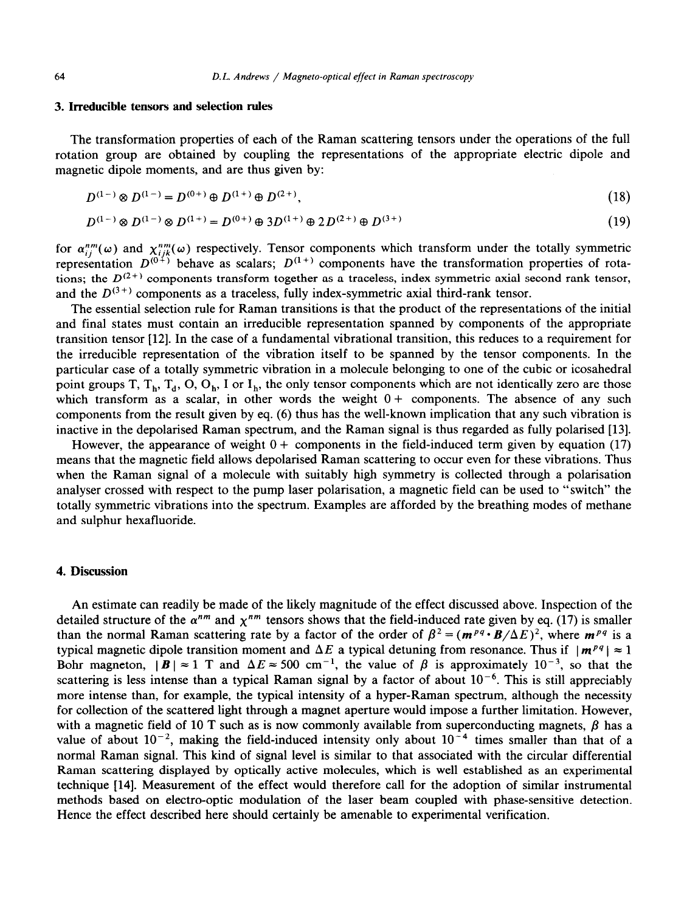## 3. Irreducible tensors and selection rules

The transformation properties of each of the Raman scattering tensors under the operations of the full rotation group are obtained by coupling the representations of the appropriate electric dipole and magnetic dipole moments, and are thus given by:

$$D^{(1-)} \otimes D^{(1-)} = D^{(0+)} \oplus D^{(1+)} \oplus D^{(2+)}, \tag{18}$$

$$D^{(1-)} \otimes D^{(1-)} \otimes D^{(1+)} = D^{(0+)} \oplus 3D^{(1+)} \oplus 2D^{(2+)} \oplus D^{(3+)} \tag{19}$$

for $\alpha_{ij}^{nm}(\omega)$ and $\chi_{ijk}^{nm}(\omega)$ respectively. Tensor components which transform under the totally symmetric representation $D^{(0+)}$ behave as scalars; $D^{(1+)}$ components have the transformation properties of rotations; the $D^{(2+)}$ components transform together as a traceless, index symmetric axial second rank tensor, and the $D^{(3+)}$ components as a traceless, fully index-symmetric axial third-rank tensor.

The essential selection rule for Raman transitions is that the product of the representations of the initial and final states must contain an irreducible representation spanned by components of the appropriate transition tensor [12]. In the case of a fundamental vibrational transition, this reduces to a requirement for the irreducible representation of the vibration itself to be spanned by the tensor components. In the particular case of a totally symmetric vibration in a molecule belonging to one of the cubic or icosahedral point groups T, $T_h$, $T_d$, O, $O_h$, I or $I_h$, the only tensor components which are not identically zero are those which transform as a scalar, in other words the weight 0 + components. The absence of any such components from the result given by eq. (6) thus has the well-known implication that any such vibration is inactive in the depolarised Raman spectrum, and the Raman signal is thus regarded as fully polarised [13].

However, the appearance of weight 0 + components in the field-induced term given by equation (17) means that the magnetic field allows depolarised Raman scattering to occur even for these vibrations. Thus when the Raman signal of a molecule with suitably high symmetry is collected through a polarisation analyser crossed with respect to the pump laser polarisation, a magnetic field can be used to "switch" the totally symmetric vibrations into the spectrum. Examples are afforded by the breathing modes of methane and sulphur hexafluoride.

## 4. Discussion

An estimate can readily be made of the likely magnitude of the effect discussed above. Inspection of the detailed structure of the $\alpha^{nm}$ and $\chi^{nm}$ tensors shows that the field-induced rate given by eq. (17) is smaller than the normal Raman scattering rate by a factor of the order of $\beta^2 = (\boldsymbol{m}^{pq} \cdot \boldsymbol{B}/\Delta E)^2$, where $\boldsymbol{m}^{pq}$ is a typical magnetic dipole transition moment and $\Delta E$ a typical detuning from resonance. Thus if $|\boldsymbol{m}^{pq}| \approx 1$ Bohr magneton, $|\boldsymbol{B}| \approx 1$ T and $\Delta E \approx 500$ cm$^{-1}$, the value of $\beta$ is approximately $10^{-3}$, so that the scattering is less intense than a typical Raman signal by a factor of about $10^{-6}$. This is still appreciably more intense than, for example, the typical intensity of a hyper-Raman spectrum, although the necessity for collection of the scattered light through a magnet aperture would impose a further limitation. However, with a magnetic field of 10 T such as is now commonly available from superconducting magnets, $\beta$ has a value of about $10^{-2}$, making the field-induced intensity only about $10^{-4}$ times smaller than that of a normal Raman signal. This kind of signal level is similar to that associated with the circular differential Raman scattering displayed by optically active molecules, which is well established as an experimental technique [14]. Measurement of the effect would therefore call for the adoption of similar instrumental methods based on electro-optic modulation of the laser beam coupled with phase-sensitive detection. Hence the effect described here should certainly be amenable to experimental verification.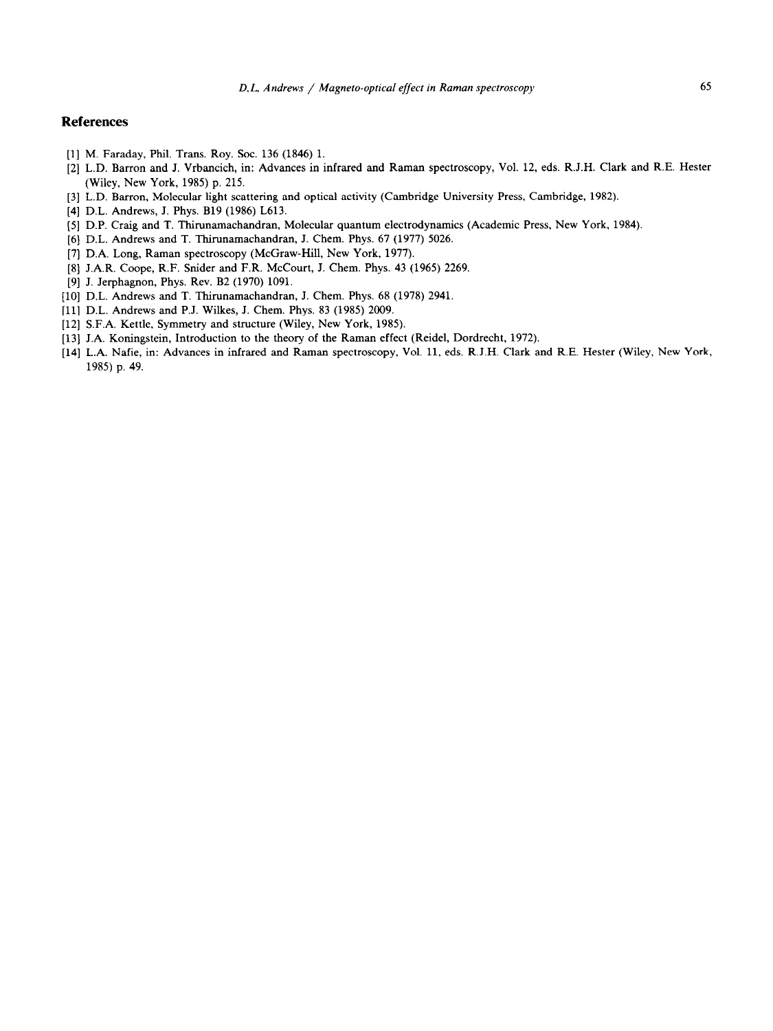## References

[1] M. Faraday, Phil. Trans. Roy. Soc. 136 (1846) 1.

[2] L.D. Barron and J. Vrbancich, in: Advances in infrared and Raman spectroscopy, Vol. 12, eds. R.J.H. Clark and R.E. Hester (Wiley, New York, 1985) p. 215.

[3] L.D. Barron, Molecular light scattering and optical activity (Cambridge University Press, Cambridge, 1982).

[4] D.L. Andrews, J. Phys. B19 (1986) L613.

[5] D.P. Craig and T. Thirunamachandran, Molecular quantum electrodynamics (Academic Press, New York, 1984).

[6] D.L. Andrews and T. Thirunamachandran, J. Chem. Phys. 67 (1977) 5026.

[7] D.A. Long, Raman spectroscopy (McGraw-Hill, New York, 1977).

[8] J.A.R. Coope, R.F. Snider and F.R. McCourt, J. Chem. Phys. 43 (1965) 2269.

[9] J. Jerphagnon, Phys. Rev. B2 (1970) 1091.

[10] D.L. Andrews and T. Thirunamachandran, J. Chem. Phys. 68 (1978) 2941.

[11] D.L. Andrews and P.J. Wilkes, J. Chem. Phys. 83 (1985) 2009.

[12] S.F.A. Kettle, Symmetry and structure (Wiley, New York, 1985).

[13] J.A. Koningstein, Introduction to the theory of the Raman effect (Reidel, Dordrecht, 1972).

[14] L.A. Nafie, in: Advances in infrared and Raman spectroscopy, Vol. 11, eds. R.J.H. Clark and R.E. Hester (Wiley, New York, 1985) p. 49.